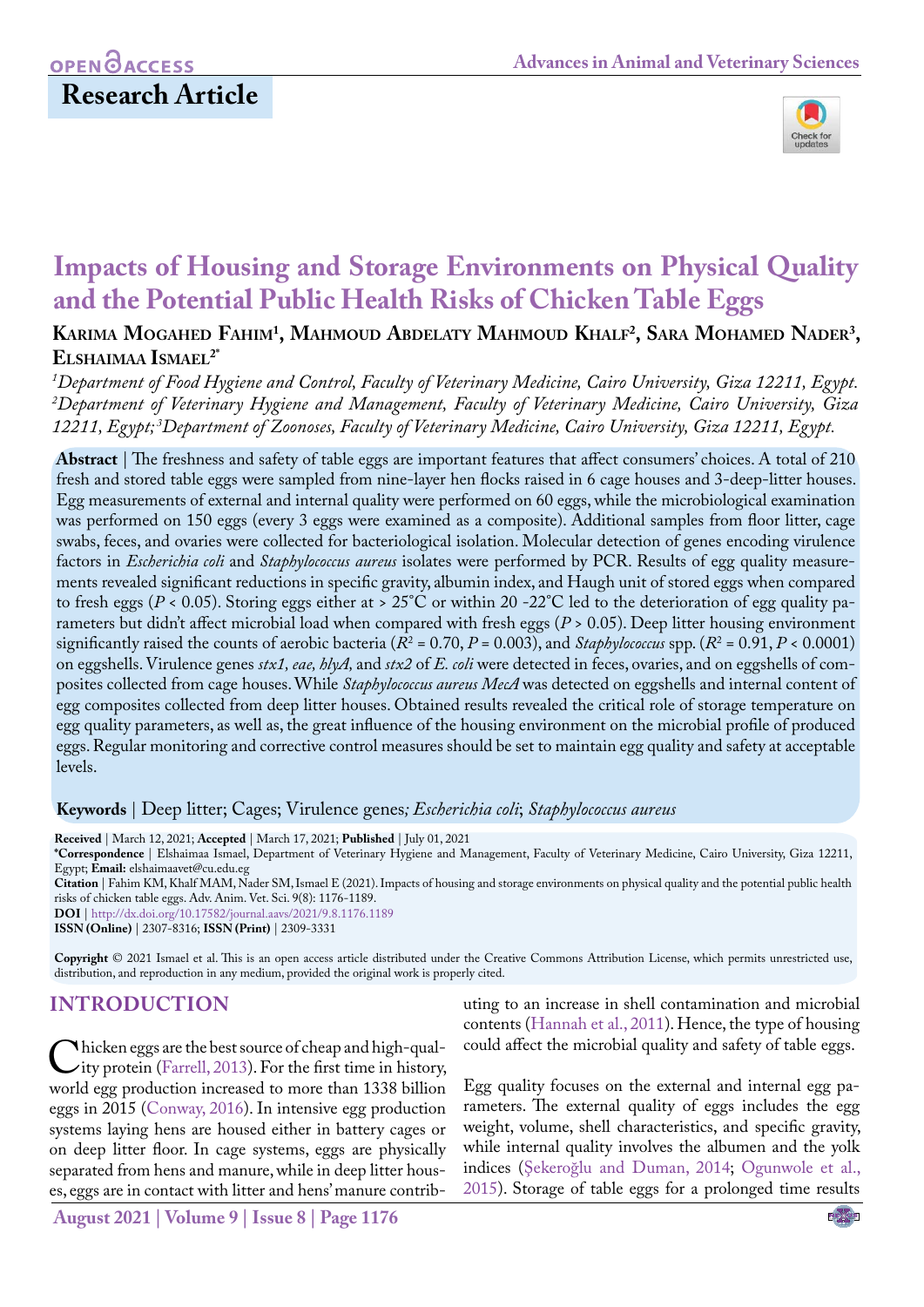OPEN ACCESS

**Research Article**

# Impacts of Housing and Storage Environments on Physical Quality and the Potential Public Health Risks of Chicken Table Eggs

**Karima Mogahed Fahim[1], Mahmoud Abdelaty Mahmoud Khalf[2], Sara Mohamed Nader[3], Elshaimaa Ismael[2*]**

*[1]Department of Food Hygiene and Control, Faculty of Veterinary Medicine, Cairo University, Giza 12211, Egypt. [2]Department of Veterinary Hygiene and Management, Faculty of Veterinary Medicine, Cairo University, Giza 12211, Egypt; [3]Department of Zoonoses, Faculty of Veterinary Medicine, Cairo University, Giza 12211, Egypt.*

**Abstract** | The freshness and safety of table eggs are important features that affect consumers' choices. A total of 210 fresh and stored table eggs were sampled from nine-layer hen flocks raised in 6 cage houses and 3-deep-litter houses. Egg measurements of external and internal quality were performed on 60 eggs, while the microbiological examination was performed on 150 eggs (every 3 eggs were examined as a composite). Additional samples from floor litter, cage swabs, feces, and ovaries were collected for bacteriological isolation. Molecular detection of genes encoding virulence factors in *Escherichia coli* and *Staphylococcus aureus* isolates were performed by PCR. Results of egg quality measurements revealed significant reductions in specific gravity, albumin index, and Haugh unit of stored eggs when compared to fresh eggs ($P < 0.05$). Storing eggs either at > 25°C or within 20 -22°C led to the deterioration of egg quality parameters but didn't affect microbial load when compared with fresh eggs ($P > 0.05$). Deep litter housing environment significantly raised the counts of aerobic bacteria ($R^2 = 0.70$, $P = 0.003$), and *Staphylococcus* spp. ($R^2 = 0.91$, $P < 0.0001$) on eggshells. Virulence genes *stx1, eae, hlyA,* and *stx2* of *E. coli* were detected in feces, ovaries, and on eggshells of composites collected from cage houses. While *Staphylococcus aureus MecA* was detected on eggshells and internal content of egg composites collected from deep litter houses. Obtained results revealed the critical role of storage temperature on egg quality parameters, as well as, the great influence of the housing environment on the microbial profile of produced eggs. Regular monitoring and corrective control measures should be set to maintain egg quality and safety at acceptable levels.

**Keywords** | Deep litter; Cages; Virulence genes; *Escherichia coli*; *Staphylococcus aureus*

**Received** | March 12, 2021; **Accepted** | March 17, 2021; **Published** | July 01, 2021

**\*Correspondence** | Elshaimaa Ismael, Department of Veterinary Hygiene and Management, Faculty of Veterinary Medicine, Cairo University, Giza 12211, Egypt; **Email:** elshaimaavet@cu.edu.eg

**Citation** | Fahim KM, Khalf MAM, Nader SM, Ismael E (2021). Impacts of housing and storage environments on physical quality and the potential public health risks of chicken table eggs. Adv. Anim. Vet. Sci. 9(8): 1176-1189.

**DOI** | http://dx.doi.org/10.17582/journal.aavs/2021/9.8.1176.1189

**ISSN (Online)** | 2307-8316; **ISSN (Print)** | 2309-3331

**Copyright** © 2021 Ismael et al. This is an open access article distributed under the Creative Commons Attribution License, which permits unrestricted use, distribution, and reproduction in any medium, provided the original work is properly cited.

## INTRODUCTION

Chicken eggs are the best source of cheap and high-quality protein (Farrell, 2013). For the first time in history, world egg production increased to more than 1338 billion eggs in 2015 (Conway, 2016). In intensive egg production systems laying hens are housed either in battery cages or on deep litter floor. In cage systems, eggs are physically separated from hens and manure, while in deep litter houses, eggs are in contact with litter and hens' manure contributing to an increase in shell contamination and microbial contents (Hannah et al., 2011). Hence, the type of housing could affect the microbial quality and safety of table eggs.

Egg quality focuses on the external and internal egg parameters. The external quality of eggs includes the egg weight, volume, shell characteristics, and specific gravity, while internal quality involves the albumen and the yolk indices (Şekeroğlu and Duman, 2014; Ogunwole et al., 2015). Storage of table eggs for a prolonged time results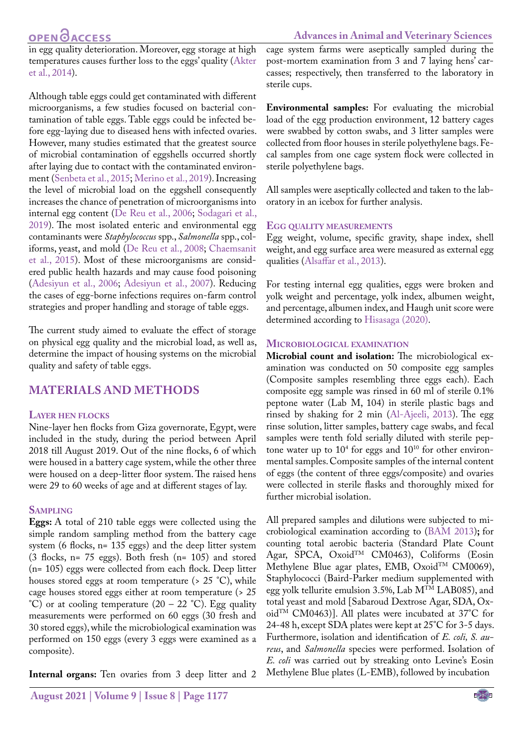in egg quality deterioration. Moreover, egg storage at high temperatures causes further loss to the eggs' quality (Akter et al., 2014).

Although table eggs could get contaminated with different microorganisms, a few studies focused on bacterial contamination of table eggs. Table eggs could be infected before egg-laying due to diseased hens with infected ovaries. However, many studies estimated that the greatest source of microbial contamination of eggshells occurred shortly after laying due to contact with the contaminated environment (Senbeta et al., 2015; Merino et al., 2019). Increasing the level of microbial load on the eggshell consequently increases the chance of penetration of microorganisms into internal egg content (De Reu et al., 2006; Sodagari et al., 2019). The most isolated enteric and environmental egg contaminants were *Staphylococcus* spp., *Salmonella* spp., coliforms, yeast, and mold (De Reu et al., 2008; Chaemsanit et al., 2015). Most of these microorganisms are considered public health hazards and may cause food poisoning (Adesiyun et al., 2006; Adesiyun et al., 2007). Reducing the cases of egg-borne infections requires on-farm control strategies and proper handling and storage of table eggs.

The current study aimed to evaluate the effect of storage on physical egg quality and the microbial load, as well as, determine the impact of housing systems on the microbial quality and safety of table eggs.

## MATERIALS AND METHODS

### Layer hen flocks

Nine-layer hen flocks from Giza governorate, Egypt, were included in the study, during the period between April 2018 till August 2019. Out of the nine flocks, 6 of which were housed in a battery cage system, while the other three were housed on a deep-litter floor system. The raised hens were 29 to 60 weeks of age and at different stages of lay.

### Sampling

**Eggs:** A total of 210 table eggs were collected using the simple random sampling method from the battery cage system (6 flocks, n= 135 eggs) and the deep litter system (3 flocks, n= 75 eggs). Both fresh (n= 105) and stored (n= 105) eggs were collected from each flock. Deep litter houses stored eggs at room temperature (> 25 °C), while cage houses stored eggs either at room temperature (> 25 °C) or at cooling temperature (20 – 22 °C). Egg quality measurements were performed on 60 eggs (30 fresh and 30 stored eggs), while the microbiological examination was performed on 150 eggs (every 3 eggs were examined as a composite).

**Internal organs:** Ten ovaries from 3 deep litter and 2 cage system farms were aseptically sampled during the post-mortem examination from 3 and 7 laying hens' carcasses; respectively, then transferred to the laboratory in sterile cups.

**Environmental samples:** For evaluating the microbial load of the egg production environment, 12 battery cages were swabbed by cotton swabs, and 3 litter samples were collected from floor houses in sterile polyethylene bags. Fecal samples from one cage system flock were collected in sterile polyethylene bags.

All samples were aseptically collected and taken to the laboratory in an icebox for further analysis.

### Egg quality measurements

Egg weight, volume, specific gravity, shape index, shell weight, and egg surface area were measured as external egg qualities (Alsaffar et al., 2013).

For testing internal egg qualities, eggs were broken and yolk weight and percentage, yolk index, albumen weight, and percentage, albumen index, and Haugh unit score were determined according to Hisasaga (2020).

### Microbiological examination

**Microbial count and isolation:** The microbiological examination was conducted on 50 composite egg samples (Composite samples resembling three eggs each). Each composite egg sample was rinsed in 60 ml of sterile 0.1% peptone water (Lab M, 104) in sterile plastic bags and rinsed by shaking for 2 min (Al-Ajeeli, 2013). The egg rinse solution, litter samples, battery cage swabs, and fecal samples were tenth fold serially diluted with sterile peptone water up to $10^4$ for eggs and $10^{10}$ for other environmental samples. Composite samples of the internal content of eggs (the content of three eggs/composite) and ovaries were collected in sterile flasks and thoroughly mixed for further microbial isolation.

All prepared samples and dilutions were subjected to microbiological examination according to (BAM 2013)**;** for counting total aerobic bacteria (Standard Plate Count Agar, SPCA, Oxoid™ CM0463), Coliforms (Eosin Methylene Blue agar plates, EMB, Oxoid™ CM0069), Staphylococci (Baird-Parker medium supplemented with egg yolk tellurite emulsion 3.5%, Lab M™ LAB085), and total yeast and mold [Sabaroud Dextrose Agar, SDA, Oxoid™ CM0463)]. All plates were incubated at 37°C for 24-48 h, except SDA plates were kept at 25°C for 3-5 days. Furthermore, isolation and identification of *E. coli, S. aureus*, and *Salmonella* species were performed. Isolation of *E. coli* was carried out by streaking onto Levine's Eosin Methylene Blue plates (L-EMB), followed by incubation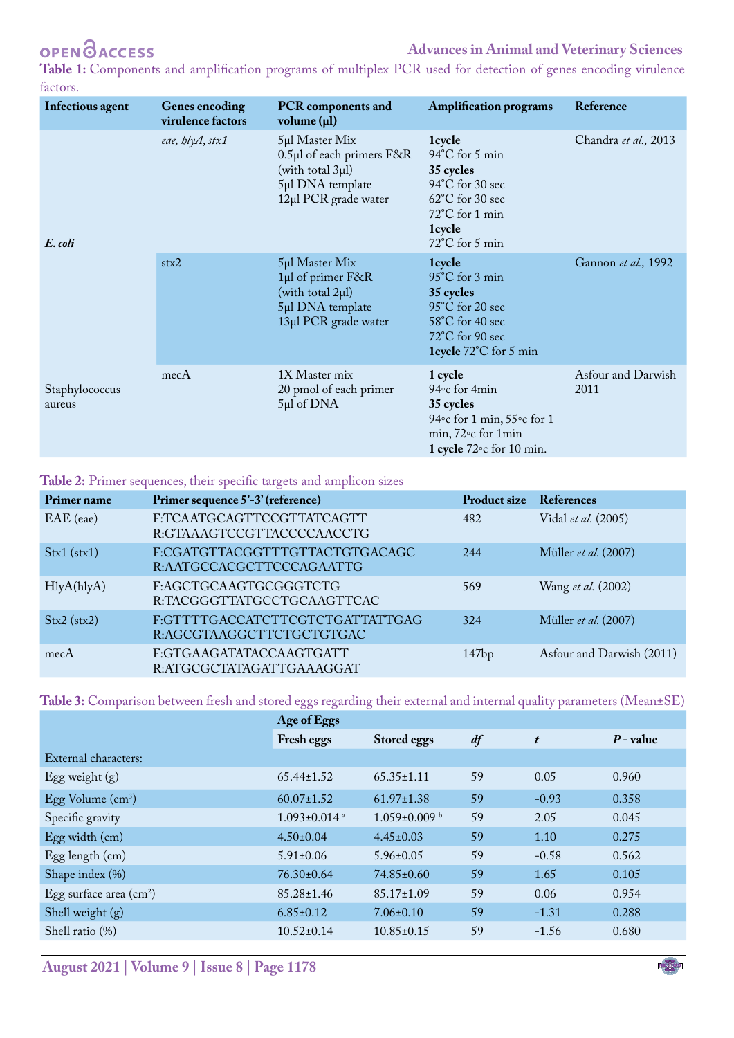**Table 1:** Components and amplification programs of multiplex PCR used for detection of genes encoding virulence factors.

| Infectious agent | Genes encoding virulence factors | PCR components and volume (µl) | Amplification programs | Reference |
|---|---|---|---|---|
| *E. coli* | *eae, hlyA, stx1* | 5µl Master Mix<br>0.5µl of each primers F&R (with total 3µl)<br>5µl DNA template<br>12µl PCR grade water | **1cycle**<br>94°C for 5 min<br>**35 cycles**<br>94°C for 30 sec<br>62°C for 30 sec<br>72°C for 1 min<br>**1cycle**<br>72°C for 5 min | Chandra *et al.,* 2013 |
| | stx2 | 5µl Master Mix<br>1µl of primer F&R (with total 2µl)<br>5µl DNA template<br>13µl PCR grade water | **1cycle**<br>95°C for 3 min<br>**35 cycles**<br>95°C for 20 sec<br>58°C for 40 sec<br>72°C for 90 sec<br>**1cycle** 72°C for 5 min | Gannon *et al.,* 1992 |
| Staphylococcus aureus | mecA | 1X Master mix<br>20 pmol of each primer<br>5µl of DNA | **1 cycle**<br>94◦c for 4min<br>**35 cycles**<br>94◦c for 1 min, 55◦c for 1 min, 72◦c for 1min<br>**1 cycle** 72◦c for 10 min. | Asfour and Darwish 2011 |

**Table 2:** Primer sequences, their specific targets and amplicon sizes

| Primer name | Primer sequence 5'-3' (reference) | Product size | References |
|---|---|---|---|
| EAE (eae) | F:TCAATGCAGTTCCGTTATCAGTT<br>R:GTAAAGTCCGTTACCCCAACCTG | 482 | Vidal *et al.* (2005) |
| Stx1 (stx1) | F:CGATGTTACGGTTTGTTACTGTGACAGC<br>R:AATGCCACGCTTCCCAGAATTG | 244 | Müller *et al.* (2007) |
| HlyA(hlyA) | F:AGCTGCAAGTGCGGGTCTG<br>R:TACGGGTTATGCCTGCAAGTTCAC | 569 | Wang *et al.* (2002) |
| Stx2 (stx2) | F:GTTTTGACCATCTTCGTCTGATTATTGAG<br>R:AGCGTAAGGCTTCTGCTGTGAC | 324 | Müller *et al.* (2007) |
| mecA | F:GTGAAGATATACCAAGTGATT<br>R:ATGCGCTATAGATTGAAAGGAT | 147bp | Asfour and Darwish (2011) |

**Table 3:** Comparison between fresh and stored eggs regarding their external and internal quality parameters (Mean±SE)

| | Age of Eggs | | | | |
|---|---|---|---|---|---|
| | Fresh eggs | Stored eggs | *df* | *t* | *P* - value |
| External characters: | | | | | |
| Egg weight (g) | 65.44±1.52 | 65.35±1.11 | 59 | 0.05 | 0.960 |
| Egg Volume (cm$^3$) | 60.07±1.52 | 61.97±1.38 | 59 | -0.93 | 0.358 |
| Specific gravity | 1.093±0.014 $^a$ | 1.059±0.009 $^b$ | 59 | 2.05 | 0.045 |
| Egg width (cm) | 4.50±0.04 | 4.45±0.03 | 59 | 1.10 | 0.275 |
| Egg length (cm) | 5.91±0.06 | 5.96±0.05 | 59 | -0.58 | 0.562 |
| Shape index (%) | 76.30±0.64 | 74.85±0.60 | 59 | 1.65 | 0.105 |
| Egg surface area (cm$^2$) | 85.28±1.46 | 85.17±1.09 | 59 | 0.06 | 0.954 |
| Shell weight (g) | 6.85±0.12 | 7.06±0.10 | 59 | -1.31 | 0.288 |
| Shell ratio (%) | 10.52±0.14 | 10.85±0.15 | 59 | -1.56 | 0.680 |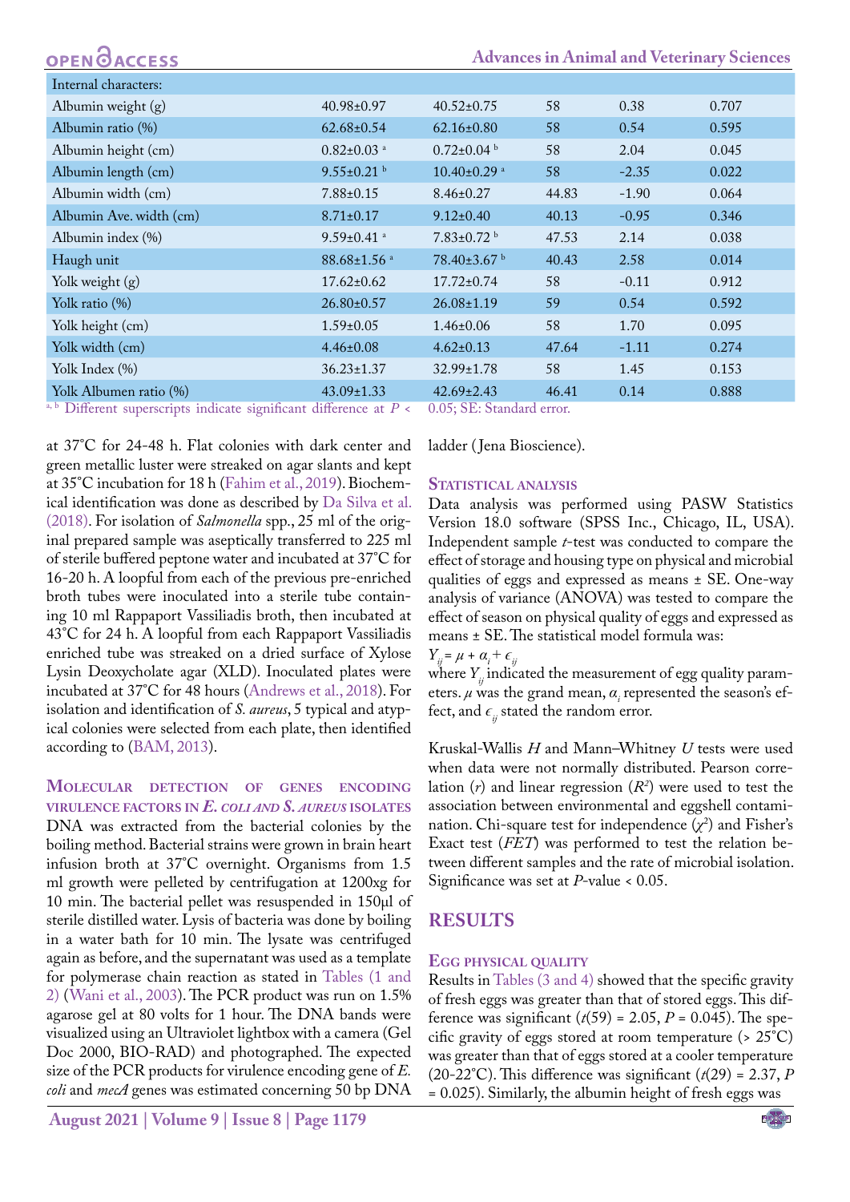| Internal characters: | | | | | |
|---|---|---|---|---|---|
| Albumin weight (g) | 40.98±0.97 | 40.52±0.75 | 58 | 0.38 | 0.707 |
| Albumin ratio (%) | 62.68±0.54 | 62.16±0.80 | 58 | 0.54 | 0.595 |
| Albumin height (cm) | 0.82±0.03 [a] | 0.72±0.04 [b] | 58 | 2.04 | 0.045 |
| Albumin length (cm) | 9.55±0.21 [b] | 10.40±0.29 [a] | 58 | -2.35 | 0.022 |
| Albumin width (cm) | 7.88±0.15 | 8.46±0.27 | 44.83 | -1.90 | 0.064 |
| Albumin Ave. width (cm) | 8.71±0.17 | 9.12±0.40 | 40.13 | -0.95 | 0.346 |
| Albumin index (%) | 9.59±0.41 [a] | 7.83±0.72 [b] | 47.53 | 2.14 | 0.038 |
| Haugh unit | 88.68±1.56 [a] | 78.40±3.67 [b] | 40.43 | 2.58 | 0.014 |
| Yolk weight (g) | 17.62±0.62 | 17.72±0.74 | 58 | -0.11 | 0.912 |
| Yolk ratio (%) | 26.80±0.57 | 26.08±1.19 | 59 | 0.54 | 0.592 |
| Yolk height (cm) | 1.59±0.05 | 1.46±0.06 | 58 | 1.70 | 0.095 |
| Yolk width (cm) | 4.46±0.08 | 4.62±0.13 | 47.64 | -1.11 | 0.274 |
| Yolk Index (%) | 36.23±1.37 | 32.99±1.78 | 58 | 1.45 | 0.153 |
| Yolk Albumen ratio (%) | 43.09±1.33 | 42.69±2.43 | 46.41 | 0.14 | 0.888 |

[a, b] Different superscripts indicate significant difference at $P < 0.05$; SE: Standard error.

at 37°C for 24-48 h. Flat colonies with dark center and green metallic luster were streaked on agar slants and kept at 35°C incubation for 18 h (Fahim et al., 2019). Biochemical identification was done as described by Da Silva et al. (2018). For isolation of *Salmonella* spp., 25 ml of the original prepared sample was aseptically transferred to 225 ml of sterile buffered peptone water and incubated at 37°C for 16-20 h. A loopful from each of the previous pre-enriched broth tubes were inoculated into a sterile tube containing 10 ml Rappaport Vassiliadis broth, then incubated at 43°C for 24 h. A loopful from each Rappaport Vassiliadis enriched tube was streaked on a dried surface of Xylose Lysin Deoxycholate agar (XLD). Inoculated plates were incubated at 37°C for 48 hours (Andrews et al., 2018). For isolation and identification of *S. aureus*, 5 typical and atypical colonies were selected from each plate, then identified according to (BAM, 2013).

### Molecular detection of genes encoding virulence factors in *E. coli* and *S. aureus* isolates

DNA was extracted from the bacterial colonies by the boiling method. Bacterial strains were grown in brain heart infusion broth at 37°C overnight. Organisms from 1.5 ml growth were pelleted by centrifugation at 1200xg for 10 min. The bacterial pellet was resuspended in 150µl of sterile distilled water. Lysis of bacteria was done by boiling in a water bath for 10 min. The lysate was centrifuged again as before, and the supernatant was used as a template for polymerase chain reaction as stated in Tables (1 and 2) (Wani et al., 2003). The PCR product was run on 1.5% agarose gel at 80 volts for 1 hour. The DNA bands were visualized using an Ultraviolet lightbox with a camera (Gel Doc 2000, BIO-RAD) and photographed. The expected size of the PCR products for virulence encoding gene of *E. coli* and *mecA* genes was estimated concerning 50 bp DNA ladder (Jena Bioscience).

### Statistical analysis

Data analysis was performed using PASW Statistics Version 18.0 software (SPSS Inc., Chicago, IL, USA). Independent sample *t*-test was conducted to compare the effect of storage and housing type on physical and microbial qualities of eggs and expressed as means ± SE. One-way analysis of variance (ANOVA) was tested to compare the effect of season on physical quality of eggs and expressed as means ± SE. The statistical model formula was:

$Y_{ij} = \mu + \alpha_i + \epsilon_{ij}$

where $Y_{ij}$ indicated the measurement of egg quality parameters. $\mu$ was the grand mean, $\alpha_i$ represented the season's effect, and $\epsilon_{ij}$ stated the random error.

Kruskal-Wallis *H* and Mann–Whitney *U* tests were used when data were not normally distributed. Pearson correlation ($r$) and linear regression ($R^2$) were used to test the association between environmental and eggshell contamination. Chi-square test for independence ($\chi^2$) and Fisher's Exact test (*FET*) was performed to test the relation between different samples and the rate of microbial isolation. Significance was set at $P$-value < 0.05.

## RESULTS

### Egg physical quality

Results in Tables (3 and 4) showed that the specific gravity of fresh eggs was greater than that of stored eggs. This difference was significant ($t(59) = 2.05$, $P = 0.045$). The specific gravity of eggs stored at room temperature (> 25°C) was greater than that of eggs stored at a cooler temperature (20-22°C). This difference was significant ($t(29) = 2.37$, $P = 0.025$). Similarly, the albumin height of fresh eggs was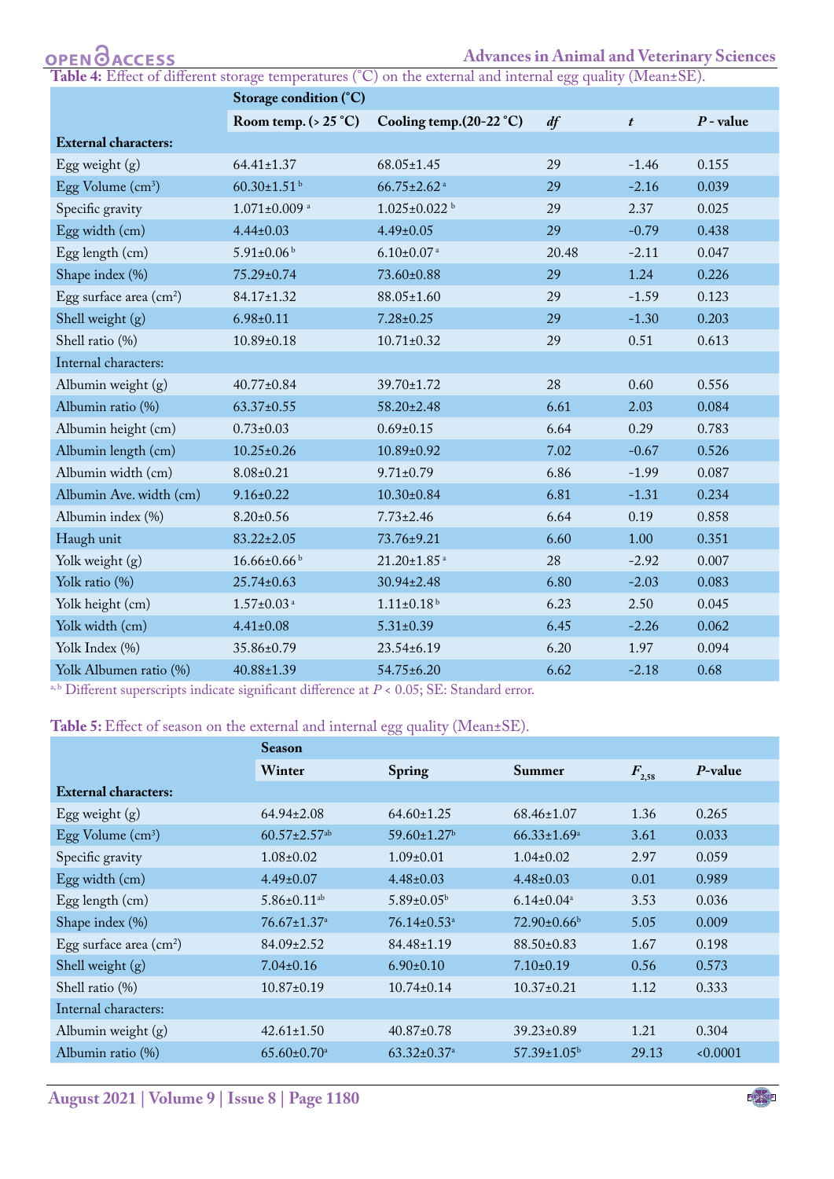**Table 4:** Effect of different storage temperatures (°C) on the external and internal egg quality (Mean±SE).

| | Storage condition (°C) | | | | |
|---|---|---|---|---|---|
| | Room temp. (> 25 °C) | Cooling temp.(20-22 °C) | *df* | *t* | *P* - value |
| **External characters:** | | | | | |
| Egg weight (g) | 64.41±1.37 | 68.05±1.45 | 29 | -1.46 | 0.155 |
| Egg Volume (cm$^3$) | 60.30±1.51 $^b$ | 66.75±2.62 $^a$ | 29 | -2.16 | 0.039 |
| Specific gravity | 1.071±0.009 $^a$ | 1.025±0.022 $^b$ | 29 | 2.37 | 0.025 |
| Egg width (cm) | 4.44±0.03 | 4.49±0.05 | 29 | -0.79 | 0.438 |
| Egg length (cm) | 5.91±0.06 $^b$ | 6.10±0.07 $^a$ | 20.48 | -2.11 | 0.047 |
| Shape index (%) | 75.29±0.74 | 73.60±0.88 | 29 | 1.24 | 0.226 |
| Egg surface area (cm$^2$) | 84.17±1.32 | 88.05±1.60 | 29 | -1.59 | 0.123 |
| Shell weight (g) | 6.98±0.11 | 7.28±0.25 | 29 | -1.30 | 0.203 |
| Shell ratio (%) | 10.89±0.18 | 10.71±0.32 | 29 | 0.51 | 0.613 |
| Internal characters: | | | | | |
| Albumin weight (g) | 40.77±0.84 | 39.70±1.72 | 28 | 0.60 | 0.556 |
| Albumin ratio (%) | 63.37±0.55 | 58.20±2.48 | 6.61 | 2.03 | 0.084 |
| Albumin height (cm) | 0.73±0.03 | 0.69±0.15 | 6.64 | 0.29 | 0.783 |
| Albumin length (cm) | 10.25±0.26 | 10.89±0.92 | 7.02 | -0.67 | 0.526 |
| Albumin width (cm) | 8.08±0.21 | 9.71±0.79 | 6.86 | -1.99 | 0.087 |
| Albumin Ave. width (cm) | 9.16±0.22 | 10.30±0.84 | 6.81 | -1.31 | 0.234 |
| Albumin index (%) | 8.20±0.56 | 7.73±2.46 | 6.64 | 0.19 | 0.858 |
| Haugh unit | 83.22±2.05 | 73.76±9.21 | 6.60 | 1.00 | 0.351 |
| Yolk weight (g) | 16.66±0.66 $^b$ | 21.20±1.85 $^a$ | 28 | -2.92 | 0.007 |
| Yolk ratio (%) | 25.74±0.63 | 30.94±2.48 | 6.80 | -2.03 | 0.083 |
| Yolk height (cm) | 1.57±0.03 $^a$ | 1.11±0.18 $^b$ | 6.23 | 2.50 | 0.045 |
| Yolk width (cm) | 4.41±0.08 | 5.31±0.39 | 6.45 | -2.26 | 0.062 |
| Yolk Index (%) | 35.86±0.79 | 23.54±6.19 | 6.20 | 1.97 | 0.094 |
| Yolk Albumen ratio (%) | 40.88±1.39 | 54.75±6.20 | 6.62 | -2.18 | 0.68 |

$^{a,b}$ Different superscripts indicate significant difference at $P < 0.05$; SE: Standard error.

**Table 5:** Effect of season on the external and internal egg quality (Mean±SE).

| | Season | | | | |
|---|---|---|---|---|---|
| | Winter | Spring | Summer | $F_{2,58}$ | *P*-value |
| **External characters:** | | | | | |
| Egg weight (g) | 64.94±2.08 | 64.60±1.25 | 68.46±1.07 | 1.36 | 0.265 |
| Egg Volume (cm$^3$) | 60.57±2.57$^{ab}$ | 59.60±1.27$^b$ | 66.33±1.69$^a$ | 3.61 | 0.033 |
| Specific gravity | 1.08±0.02 | 1.09±0.01 | 1.04±0.02 | 2.97 | 0.059 |
| Egg width (cm) | 4.49±0.07 | 4.48±0.03 | 4.48±0.03 | 0.01 | 0.989 |
| Egg length (cm) | 5.86±0.11$^{ab}$ | 5.89±0.05$^b$ | 6.14±0.04$^a$ | 3.53 | 0.036 |
| Shape index (%) | 76.67±1.37$^a$ | 76.14±0.53$^a$ | 72.90±0.66$^b$ | 5.05 | 0.009 |
| Egg surface area (cm$^2$) | 84.09±2.52 | 84.48±1.19 | 88.50±0.83 | 1.67 | 0.198 |
| Shell weight (g) | 7.04±0.16 | 6.90±0.10 | 7.10±0.19 | 0.56 | 0.573 |
| Shell ratio (%) | 10.87±0.19 | 10.74±0.14 | 10.37±0.21 | 1.12 | 0.333 |
| Internal characters: | | | | | |
| Albumin weight (g) | 42.61±1.50 | 40.87±0.78 | 39.23±0.89 | 1.21 | 0.304 |
| Albumin ratio (%) | 65.60±0.70$^a$ | 63.32±0.37$^a$ | 57.39±1.05$^b$ | 29.13 | <0.0001 |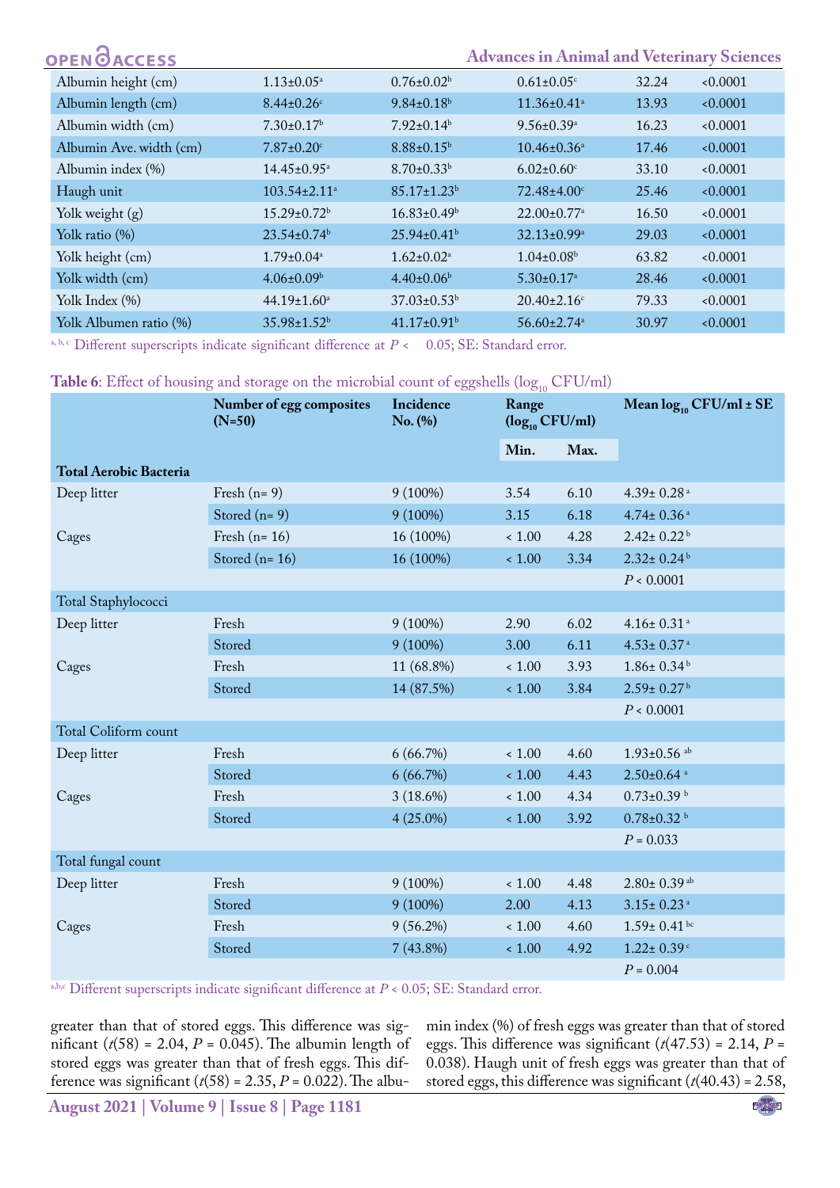| | | | | | |
|---|---|---|---|---|---|
| Albumin height (cm) | 1.13±0.05[a] | 0.76±0.02[b] | 0.61±0.05[c] | 32.24 | <0.0001 |
| Albumin length (cm) | 8.44±0.26[c] | 9.84±0.18[b] | 11.36±0.41[a] | 13.93 | <0.0001 |
| Albumin width (cm) | 7.30±0.17[b] | 7.92±0.14[b] | 9.56±0.39[a] | 16.23 | <0.0001 |
| Albumin Ave. width (cm) | 7.87±0.20[c] | 8.88±0.15[b] | 10.46±0.36[a] | 17.46 | <0.0001 |
| Albumin index (%) | 14.45±0.95[a] | 8.70±0.33[b] | 6.02±0.60[c] | 33.10 | <0.0001 |
| Haugh unit | 103.54±2.11[a] | 85.17±1.23[b] | 72.48±4.00[c] | 25.46 | <0.0001 |
| Yolk weight (g) | 15.29±0.72[b] | 16.83±0.49[b] | 22.00±0.77[a] | 16.50 | <0.0001 |
| Yolk ratio (%) | 23.54±0.74[b] | 25.94±0.41[b] | 32.13±0.99[a] | 29.03 | <0.0001 |
| Yolk height (cm) | 1.79±0.04[a] | 1.62±0.02[a] | 1.04±0.08[b] | 63.82 | <0.0001 |
| Yolk width (cm) | 4.06±0.09[b] | 4.40±0.06[b] | 5.30±0.17[a] | 28.46 | <0.0001 |
| Yolk Index (%) | 44.19±1.60[a] | 37.03±0.53[b] | 20.40±2.16[c] | 79.33 | <0.0001 |
| Yolk Albumen ratio (%) | 35.98±1.52[b] | 41.17±0.91[b] | 56.60±2.74[a] | 30.97 | <0.0001 |

[a, b, c] Different superscripts indicate significant difference at $P < 0.05$; SE: Standard error.

**Table 6**: Effect of housing and storage on the microbial count of eggshells ($\log_{10}$ CFU/ml)

| | Number of egg composites (N=50) | Incidence No. (%) | Range ($\log_{10}$ CFU/ml) | | Mean $\log_{10}$ CFU/ml ± SE |
|---|---|---|---|---|---|
| | | | Min. | Max. | |
| **Total Aerobic Bacteria** | | | | | |
| Deep litter | Fresh (n= 9) | 9 (100%) | 3.54 | 6.10 | 4.39± 0.28[a] |
| | Stored (n= 9) | 9 (100%) | 3.15 | 6.18 | 4.74± 0.36[a] |
| Cages | Fresh (n= 16) | 16 (100%) | < 1.00 | 4.28 | 2.42± 0.22[b] |
| | Stored (n= 16) | 16 (100%) | < 1.00 | 3.34 | 2.32± 0.24[b] |
| | | | | | $P < 0.0001$ |
| Total Staphylococci | | | | | |
| Deep litter | Fresh | 9 (100%) | 2.90 | 6.02 | 4.16± 0.31[a] |
| | Stored | 9 (100%) | 3.00 | 6.11 | 4.53± 0.37[a] |
| Cages | Fresh | 11 (68.8%) | < 1.00 | 3.93 | 1.86± 0.34[b] |
| | Stored | 14 (87.5%) | < 1.00 | 3.84 | 2.59± 0.27[b] |
| | | | | | $P < 0.0001$ |
| Total Coliform count | | | | | |
| Deep litter | Fresh | 6 (66.7%) | < 1.00 | 4.60 | 1.93±0.56[ab] |
| | Stored | 6 (66.7%) | < 1.00 | 4.43 | 2.50±0.64[a] |
| Cages | Fresh | 3 (18.6%) | < 1.00 | 4.34 | 0.73±0.39[b] |
| | Stored | 4 (25.0%) | < 1.00 | 3.92 | 0.78±0.32[b] |
| | | | | | $P = 0.033$ |
| Total fungal count | | | | | |
| Deep litter | Fresh | 9 (100%) | < 1.00 | 4.48 | 2.80± 0.39[ab] |
| | Stored | 9 (100%) | 2.00 | 4.13 | 3.15± 0.23[a] |
| Cages | Fresh | 9 (56.2%) | < 1.00 | 4.60 | 1.59± 0.41[bc] |
| | Stored | 7 (43.8%) | < 1.00 | 4.92 | 1.22± 0.39[c] |
| | | | | | $P = 0.004$ |

[a,b,c] Different superscripts indicate significant difference at $P < 0.05$; SE: Standard error.

greater than that of stored eggs. This difference was significant ($t(58) = 2.04$, $P = 0.045$). The albumin length of stored eggs was greater than that of fresh eggs. This difference was significant ($t(58) = 2.35$, $P = 0.022$). The albumin index (%) of fresh eggs was greater than that of stored eggs. This difference was significant ($t(47.53) = 2.14$, $P = 0.038$). Haugh unit of fresh eggs was greater than that of stored eggs, this difference was significant ($t(40.43) = 2.58$,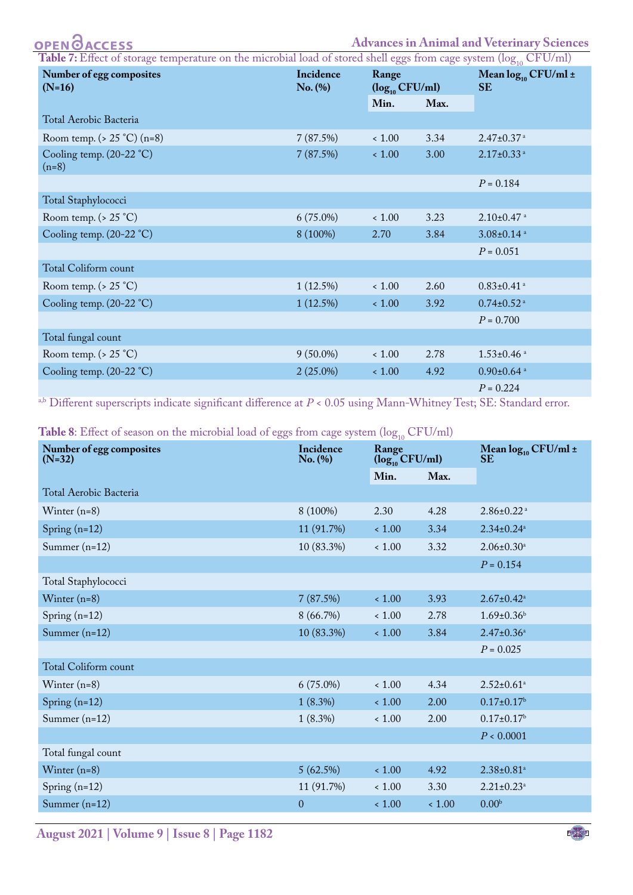**Table 7:** Effect of storage temperature on the microbial load of stored shell eggs from cage system ($log_{10}$ CFU/ml)

| Number of egg composites (N=16) | Incidence No. (%) | Range ($log_{10}$ CFU/ml) | | Mean $log_{10}$ CFU/ml ± SE |
|---|---|---|---|---|
| | | Min. | Max. | |
| Total Aerobic Bacteria | | | | |
| Room temp. (> 25 °C) (n=8) | 7 (87.5%) | < 1.00 | 3.34 | 2.47±0.37[a] |
| Cooling temp. (20-22 °C) (n=8) | 7 (87.5%) | < 1.00 | 3.00 | 2.17±0.33[a] |
| | | | | $P = 0.184$ |
| Total Staphylococci | | | | |
| Room temp. (> 25 °C) | 6 (75.0%) | < 1.00 | 3.23 | 2.10±0.47[a] |
| Cooling temp. (20-22 °C) | 8 (100%) | 2.70 | 3.84 | 3.08±0.14[a] |
| | | | | $P = 0.051$ |
| Total Coliform count | | | | |
| Room temp. (> 25 °C) | 1 (12.5%) | < 1.00 | 2.60 | 0.83±0.41[a] |
| Cooling temp. (20-22 °C) | 1 (12.5%) | < 1.00 | 3.92 | 0.74±0.52[a] |
| | | | | $P = 0.700$ |
| Total fungal count | | | | |
| Room temp. (> 25 °C) | 9 (50.0%) | < 1.00 | 2.78 | 1.53±0.46[a] |
| Cooling temp. (20-22 °C) | 2 (25.0%) | < 1.00 | 4.92 | 0.90±0.64[a] |
| | | | | $P = 0.224$ |

[a,b] Different superscripts indicate significant difference at $P < 0.05$ using Mann-Whitney Test; SE: Standard error.

**Table 8**: Effect of season on the microbial load of eggs from cage system ($log_{10}$ CFU/ml)

| Number of egg composites (N=32) | Incidence No. (%) | Range ($log_{10}$ CFU/ml) | | Mean $log_{10}$ CFU/ml ± SE |
|---|---|---|---|---|
| | | Min. | Max. | |
| Total Aerobic Bacteria | | | | |
| Winter (n=8) | 8 (100%) | 2.30 | 4.28 | 2.86±0.22[a] |
| Spring (n=12) | 11 (91.7%) | < 1.00 | 3.34 | 2.34±0.24[a] |
| Summer (n=12) | 10 (83.3%) | < 1.00 | 3.32 | 2.06±0.30[a] |
| | | | | $P = 0.154$ |
| Total Staphylococci | | | | |
| Winter (n=8) | 7 (87.5%) | < 1.00 | 3.93 | 2.67±0.42[a] |
| Spring (n=12) | 8 (66.7%) | < 1.00 | 2.78 | 1.69±0.36[b] |
| Summer (n=12) | 10 (83.3%) | < 1.00 | 3.84 | 2.47±0.36[a] |
| | | | | $P = 0.025$ |
| Total Coliform count | | | | |
| Winter (n=8) | 6 (75.0%) | < 1.00 | 4.34 | 2.52±0.61[a] |
| Spring (n=12) | 1 (8.3%) | < 1.00 | 2.00 | 0.17±0.17[b] |
| Summer (n=12) | 1 (8.3%) | < 1.00 | 2.00 | 0.17±0.17[b] |
| | | | | $P < 0.0001$ |
| Total fungal count | | | | |
| Winter (n=8) | 5 (62.5%) | < 1.00 | 4.92 | 2.38±0.81[a] |
| Spring (n=12) | 11 (91.7%) | < 1.00 | 3.30 | 2.21±0.23[a] |
| Summer (n=12) | 0 | < 1.00 | < 1.00 | 0.00[b] |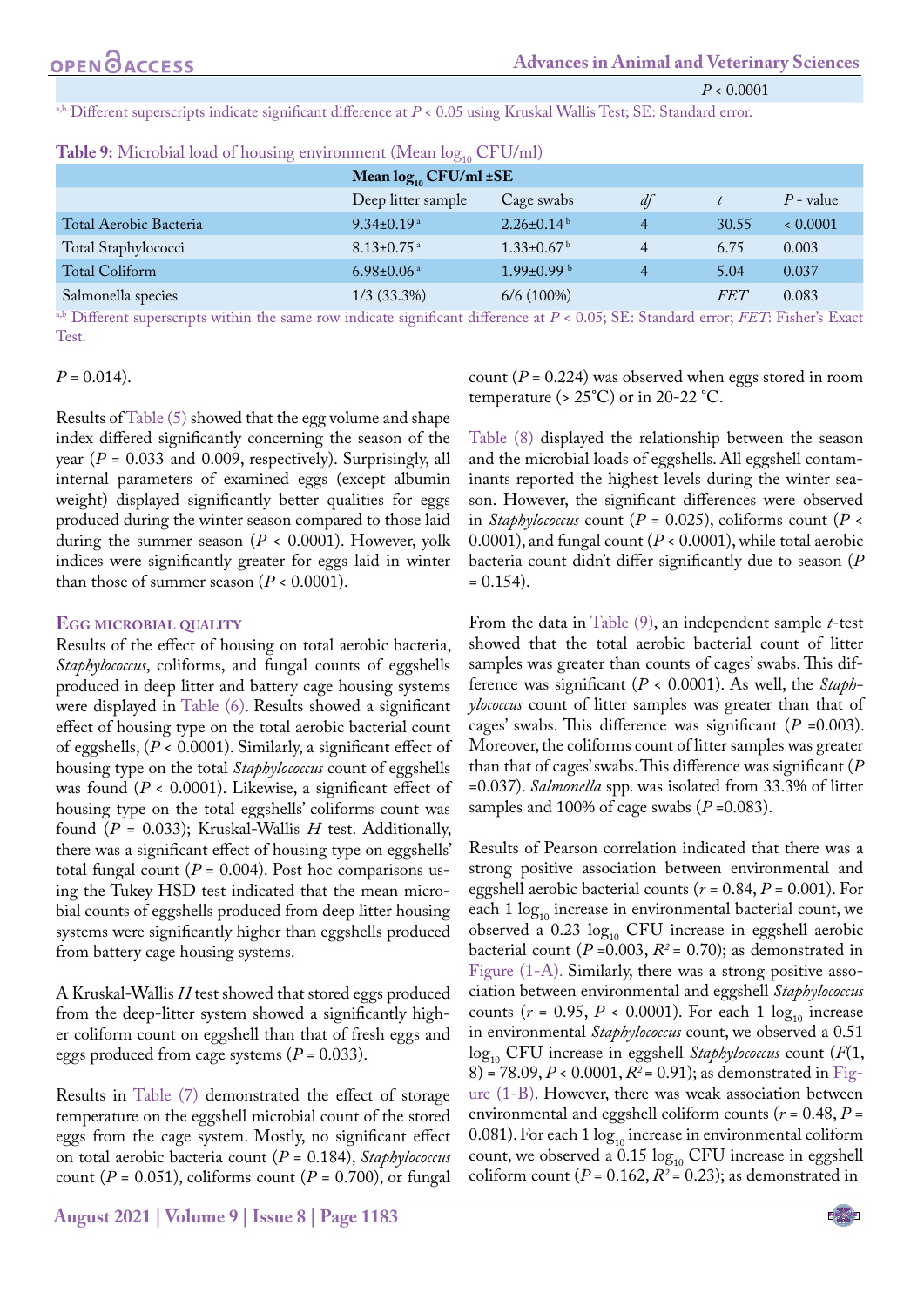*P* < 0.0001

[a,b] Different superscripts indicate significant difference at *P* < 0.05 using Kruskal Wallis Test; SE: Standard error.

**Table 9:** Microbial load of housing environment (Mean $log_{10}$ CFU/ml)

| | Mean $log_{10}$ CFU/ml ±SE | | | | |
|---|---|---|---|---|---|
| | Deep litter sample | Cage swabs | *df* | *t* | *P* - value |
| Total Aerobic Bacteria | 9.34±0.19[a] | 2.26±0.14[b] | 4 | 30.55 | < 0.0001 |
| Total Staphylococci | 8.13±0.75[a] | 1.33±0.67[b] | 4 | 6.75 | 0.003 |
| Total Coliform | 6.98±0.06[a] | 1.99±0.99[b] | 4 | 5.04 | 0.037 |
| Salmonella species | 1/3 (33.3%) | 6/6 (100%) | | *FET* | 0.083 |

[a,b] Different superscripts within the same row indicate significant difference at *P* < 0.05; SE: Standard error; *FET*: Fisher's Exact Test.

*P* = 0.014).

Results of Table (5) showed that the egg volume and shape index differed significantly concerning the season of the year (*P* = 0.033 and 0.009, respectively). Surprisingly, all internal parameters of examined eggs (except albumin weight) displayed significantly better qualities for eggs produced during the winter season compared to those laid during the summer season (*P* < 0.0001). However, yolk indices were significantly greater for eggs laid in winter than those of summer season (*P* < 0.0001).

### Egg microbial quality

Results of the effect of housing on total aerobic bacteria, *Staphylococcus*, coliforms, and fungal counts of eggshells produced in deep litter and battery cage housing systems were displayed in Table (6). Results showed a significant effect of housing type on the total aerobic bacterial count of eggshells, (*P* < 0.0001). Similarly, a significant effect of housing type on the total *Staphylococcus* count of eggshells was found (*P* < 0.0001). Likewise, a significant effect of housing type on the total eggshells' coliforms count was found (*P* = 0.033); Kruskal-Wallis *H* test. Additionally, there was a significant effect of housing type on eggshells' total fungal count (*P* = 0.004). Post hoc comparisons using the Tukey HSD test indicated that the mean microbial counts of eggshells produced from deep litter housing systems were significantly higher than eggshells produced from battery cage housing systems.

A Kruskal-Wallis *H* test showed that stored eggs produced from the deep-litter system showed a significantly higher coliform count on eggshell than that of fresh eggs and eggs produced from cage systems (*P* = 0.033).

Results in Table (7) demonstrated the effect of storage temperature on the eggshell microbial count of the stored eggs from the cage system. Mostly, no significant effect on total aerobic bacteria count (*P* = 0.184), *Staphylococcus* count (*P* = 0.051), coliforms count (*P* = 0.700), or fungal count (*P* = 0.224) was observed when eggs stored in room temperature (> 25°C) or in 20-22 °C.

Table (8) displayed the relationship between the season and the microbial loads of eggshells. All eggshell contaminants reported the highest levels during the winter season. However, the significant differences were observed in *Staphylococcus* count (*P* = 0.025), coliforms count (*P* < 0.0001), and fungal count (*P* < 0.0001), while total aerobic bacteria count didn't differ significantly due to season (*P* = 0.154).

From the data in Table (9), an independent sample *t*-test showed that the total aerobic bacterial count of litter samples was greater than counts of cages' swabs. This difference was significant (*P* < 0.0001). As well, the *Staphylococcus* count of litter samples was greater than that of cages' swabs. This difference was significant (*P* =0.003). Moreover, the coliforms count of litter samples was greater than that of cages' swabs. This difference was significant (*P* =0.037). *Salmonella* spp. was isolated from 33.3% of litter samples and 100% of cage swabs (*P* =0.083).

Results of Pearson correlation indicated that there was a strong positive association between environmental and eggshell aerobic bacterial counts ($r$ = 0.84, *P* = 0.001). For each 1 $log_{10}$ increase in environmental bacterial count, we observed a 0.23 $log_{10}$ CFU increase in eggshell aerobic bacterial count (*P* =0.003, $R^2$ = 0.70); as demonstrated in Figure (1-A). Similarly, there was a strong positive association between environmental and eggshell *Staphylococcus* counts ($r$ = 0.95, *P* < 0.0001). For each 1 $log_{10}$ increase in environmental *Staphylococcus* count, we observed a 0.51 $log_{10}$ CFU increase in eggshell *Staphylococcus* count ($F(1, 8)$ = 78.09, *P* < 0.0001, $R^2$ = 0.91); as demonstrated in Figure (1-B). However, there was weak association between environmental and eggshell coliform counts ($r$ = 0.48, *P* = 0.081). For each 1 $log_{10}$ increase in environmental coliform count, we observed a 0.15 $log_{10}$ CFU increase in eggshell coliform count (*P* = 0.162, $R^2$ = 0.23); as demonstrated in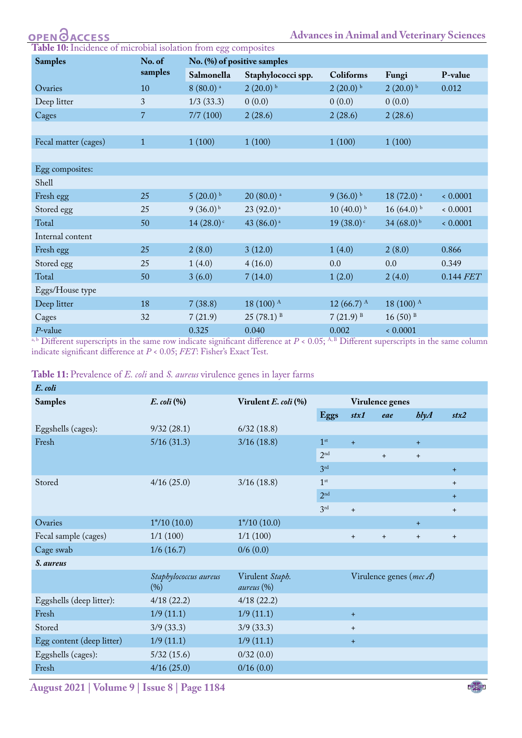**Table 10:** Incidence of microbial isolation from egg composites

| Samples | No. of samples | No. (%) of positive samples | | | | |
|---|---|---|---|---|---|---|
| | | Salmonella | Staphylococci spp. | Coliforms | Fungi | P-value |
| Ovaries | 10 | 8 (80.0) [a] | 2 (20.0) [b] | 2 (20.0) [b] | 2 (20.0) [b] | 0.012 |
| Deep litter | 3 | 1/3 (33.3) | 0 (0.0) | 0 (0.0) | 0 (0.0) | |
| Cages | 7 | 7/7 (100) | 2 (28.6) | 2 (28.6) | 2 (28.6) | |
| | | | | | | |
| Fecal matter (cages) | 1 | 1 (100) | 1 (100) | 1 (100) | 1 (100) | |
| | | | | | | |
| Egg composites: | | | | | | |
| Shell | | | | | | |
| Fresh egg | 25 | 5 (20.0) [b] | 20 (80.0) [a] | 9 (36.0) [b] | 18 (72.0) [a] | < 0.0001 |
| Stored egg | 25 | 9 (36.0) [b] | 23 (92.0) [a] | 10 (40.0) [b] | 16 (64.0) [b] | < 0.0001 |
| Total | 50 | 14 (28.0) [c] | 43 (86.0) [a] | 19 (38.0) [c] | 34 (68.0) [b] | < 0.0001 |
| Internal content | | | | | | |
| Fresh egg | 25 | 2 (8.0) | 3 (12.0) | 1 (4.0) | 2 (8.0) | 0.866 |
| Stored egg | 25 | 1 (4.0) | 4 (16.0) | 0.0 | 0.0 | 0.349 |
| Total | 50 | 3 (6.0) | 7 (14.0) | 1 (2.0) | 2 (4.0) | 0.144 *FET* |
| Eggs/House type | | | | | | |
| Deep litter | 18 | 7 (38.8) | 18 (100) [A] | 12 (66.7) [A] | 18 (100) [A] | |
| Cages | 32 | 7 (21.9) | 25 (78.1) [B] | 7 (21.9) [B] | 16 (50) [B] | |
| *P*-value | | 0.325 | 0.040 | 0.002 | < 0.0001 | |

[a, b] Different superscripts in the same row indicate significant difference at $P < 0.05$; [A, B] Different superscripts in the same column indicate significant difference at $P < 0.05$; *FET*: Fisher's Exact Test.

**Table 11:** Prevalence of *E. coli* and *S. aureus* virulence genes in layer farms

| ***E. coli*** | | | | | | | |
|---|---|---|---|---|---|---|---|
| **Samples** | ***E. coli* (%)** | **Virulent *E. coli* (%)** | **Virulence genes** | | | | |
| | | | **Eggs** | ***stx1*** | ***eae*** | ***hlyA*** | ***stx2*** |
| Eggshells (cages): | 9/32 (28.1) | 6/32 (18.8) | | | | | |
| Fresh | 5/16 (31.3) | 3/16 (18.8) | 1st | + | | + | |
| | | | 2nd | | + | + | |
| | | | 3rd | | | | + |
| Stored | 4/16 (25.0) | 3/16 (18.8) | 1st | | | | + |
| | | | 2nd | | | | + |
| | | | 3rd | + | | | + |
| Ovaries | 1*/10 (10.0) | 1*/10 (10.0) | | | | + | |
| Fecal sample (cages) | 1/1 (100) | 1/1 (100) | | + | + | + | + |
| Cage swab | 1/6 (16.7) | 0/6 (0.0) | | | | | |
| ***S. aureus*** | | | | | | | |
| | *Staphylococcus aureus* (%) | Virulent *Staph. aureus* (%) | Virulence genes (*mec A*) | | | | |
| Eggshells (deep litter): | 4/18 (22.2) | 4/18 (22.2) | | | | | |
| Fresh | 1/9 (11.1) | 1/9 (11.1) | + | | | | |
| Stored | 3/9 (33.3) | 3/9 (33.3) | + | | | | |
| Egg content (deep litter) | 1/9 (11.1) | 1/9 (11.1) | + | | | | |
| Eggshells (cages): | 5/32 (15.6) | 0/32 (0.0) | | | | | |
| Fresh | 4/16 (25.0) | 0/16 (0.0) | | | | | |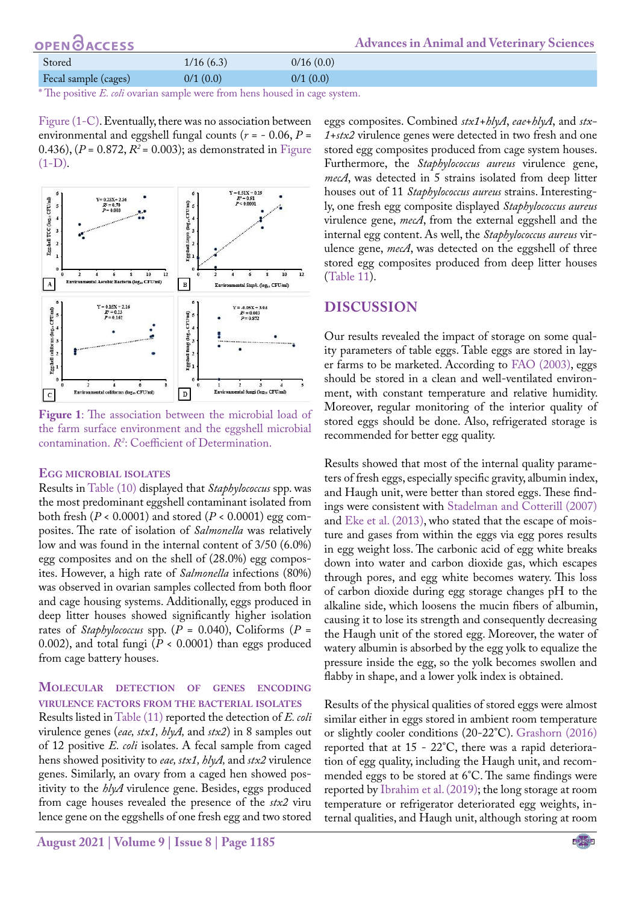| Stored | 1/16 (6.3) | 0/16 (0.0) |
|---|---|---|
| Fecal sample (cages) | 0/1 (0.0) | 0/1 (0.0) |

* The positive *E. coli* ovarian sample were from hens housed in cage system.

Figure (1-C). Eventually, there was no association between environmental and eggshell fungal counts ($r$ = - 0.06, $P$ = 0.436), ($P$ = 0.872, $R^2$ = 0.003); as demonstrated in Figure (1-D).

**Figure 1**: The association between the microbial load of the farm surface environment and the eggshell microbial contamination. $R^2$: Coefficient of Determination.

### Egg microbial isolates

Results in Table (10) displayed that *Staphylococcus* spp. was the most predominant eggshell contaminant isolated from both fresh ($P$ < 0.0001) and stored ($P$ < 0.0001) egg composites. The rate of isolation of *Salmonella* was relatively low and was found in the internal content of 3/50 (6.0%) egg composites and on the shell of (28.0%) egg composites. However, a high rate of *Salmonella* infections (80%) was observed in ovarian samples collected from both floor and cage housing systems. Additionally, eggs produced in deep litter houses showed significantly higher isolation rates of *Staphylococcus* spp. ($P$ = 0.040), Coliforms ($P$ = 0.002), and total fungi ($P$ < 0.0001) than eggs produced from cage battery houses.

### Molecular detection of genes encoding virulence factors from the bacterial isolates

Results listed in Table (11) reported the detection of *E. coli* virulence genes (*eae, stx1, hlyA,* and *stx2*) in 8 samples out of 12 positive *E. coli* isolates. A fecal sample from caged hens showed positivity to *eae, stx1, hlyA,* and *stx2* virulence genes. Similarly, an ovary from a caged hen showed positivity to the *hlyA* virulence gene. Besides, eggs produced from cage houses revealed the presence of the *stx2* virulence gene on the eggshells of one fresh egg and two stored eggs composites. Combined *stx1+hlyA*, *eae+hlyA*, and *stx-1+stx2* virulence genes were detected in two fresh and one stored egg composites produced from cage system houses. Furthermore, the *Staphylococcus aureus* virulence gene, *mecA*, was detected in 5 strains isolated from deep litter houses out of 11 *Staphylococcus aureus* strains. Interestingly, one fresh egg composite displayed *Staphylococcus aureus* virulence gene, *mecA*, from the external eggshell and the internal egg content. As well, the *Staphylococcus aureus* virulence gene, *mecA*, was detected on the eggshell of three stored egg composites produced from deep litter houses (Table 11).

## DISCUSSION

Our results revealed the impact of storage on some quality parameters of table eggs. Table eggs are stored in layer farms to be marketed. According to FAO (2003), eggs should be stored in a clean and well-ventilated environment, with constant temperature and relative humidity. Moreover, regular monitoring of the interior quality of stored eggs should be done. Also, refrigerated storage is recommended for better egg quality.

Results showed that most of the internal quality parameters of fresh eggs, especially specific gravity, albumin index, and Haugh unit, were better than stored eggs. These findings were consistent with Stadelman and Cotterill (2007) and Eke et al. (2013), who stated that the escape of moisture and gases from within the eggs via egg pores results in egg weight loss. The carbonic acid of egg white breaks down into water and carbon dioxide gas, which escapes through pores, and egg white becomes watery. This loss of carbon dioxide during egg storage changes pH to the alkaline side, which loosens the mucin fibers of albumin, causing it to lose its strength and consequently decreasing the Haugh unit of the stored egg. Moreover, the water of watery albumin is absorbed by the egg yolk to equalize the pressure inside the egg, so the yolk becomes swollen and flabby in shape, and a lower yolk index is obtained.

Results of the physical qualities of stored eggs were almost similar either in eggs stored in ambient room temperature or slightly cooler conditions (20-22°C). Grashorn (2016) reported that at 15 - 22°C, there was a rapid deterioration of egg quality, including the Haugh unit, and recommended eggs to be stored at 6°C. The same findings were reported by Ibrahim et al. (2019); the long storage at room temperature or refrigerator deteriorated egg weights, internal qualities, and Haugh unit, although storing at room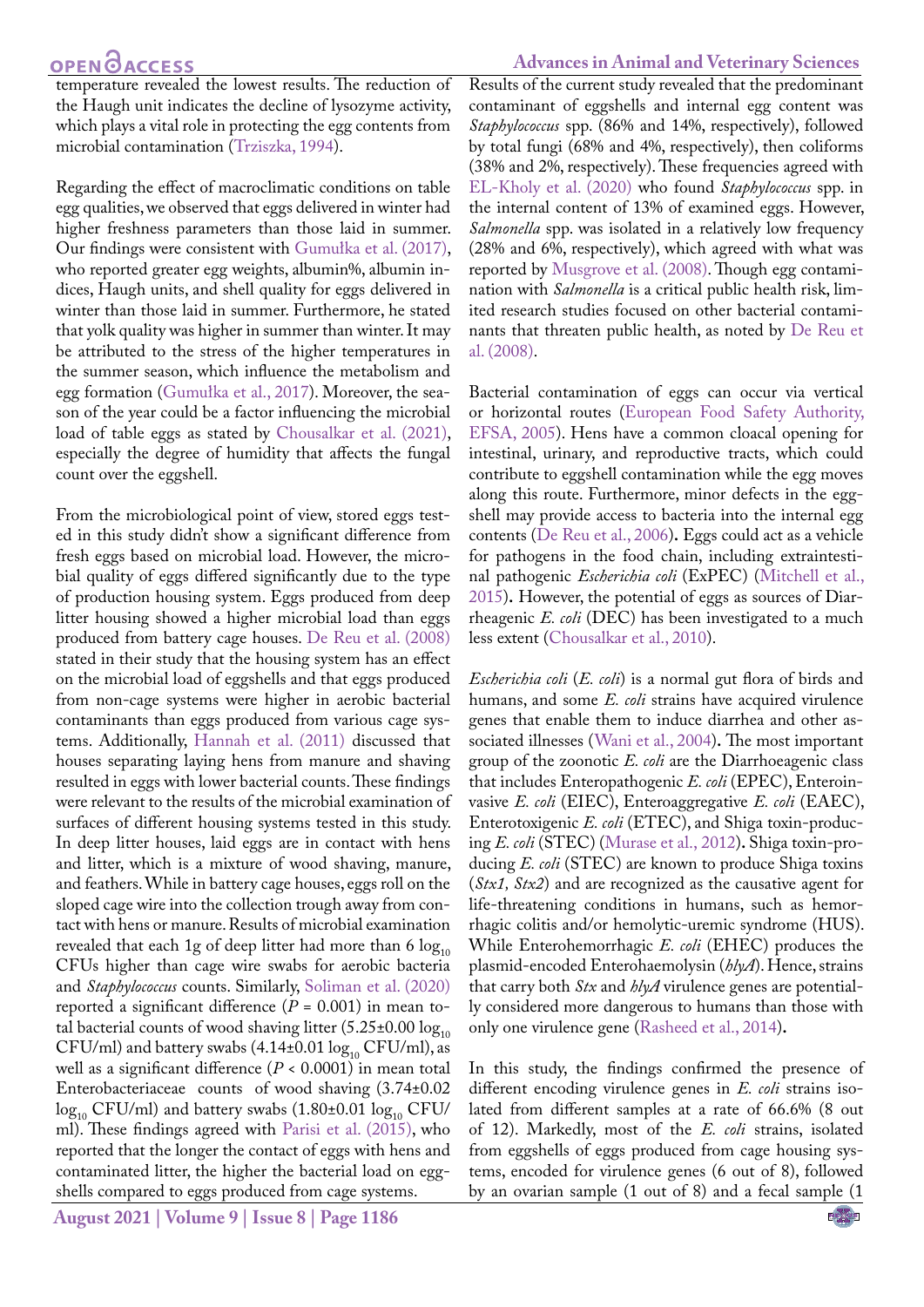temperature revealed the lowest results. The reduction of the Haugh unit indicates the decline of lysozyme activity, which plays a vital role in protecting the egg contents from microbial contamination (Trziszka, 1994).

Regarding the effect of macroclimatic conditions on table egg qualities, we observed that eggs delivered in winter had higher freshness parameters than those laid in summer. Our findings were consistent with Gumułka et al. (2017), who reported greater egg weights, albumin%, albumin indices, Haugh units, and shell quality for eggs delivered in winter than those laid in summer. Furthermore, he stated that yolk quality was higher in summer than winter. It may be attributed to the stress of the higher temperatures in the summer season, which influence the metabolism and egg formation (Gumułka et al., 2017). Moreover, the season of the year could be a factor influencing the microbial load of table eggs as stated by Chousalkar et al. (2021), especially the degree of humidity that affects the fungal count over the eggshell.

From the microbiological point of view, stored eggs tested in this study didn't show a significant difference from fresh eggs based on microbial load. However, the microbial quality of eggs differed significantly due to the type of production housing system. Eggs produced from deep litter housing showed a higher microbial load than eggs produced from battery cage houses. De Reu et al. (2008) stated in their study that the housing system has an effect on the microbial load of eggshells and that eggs produced from non-cage systems were higher in aerobic bacterial contaminants than eggs produced from various cage systems. Additionally, Hannah et al. (2011) discussed that houses separating laying hens from manure and shaving resulted in eggs with lower bacterial counts. These findings were relevant to the results of the microbial examination of surfaces of different housing systems tested in this study. In deep litter houses, laid eggs are in contact with hens and litter, which is a mixture of wood shaving, manure, and feathers. While in battery cage houses, eggs roll on the sloped cage wire into the collection trough away from contact with hens or manure. Results of microbial examination revealed that each 1g of deep litter had more than 6 $\log_{10}$ CFUs higher than cage wire swabs for aerobic bacteria and *Staphylococcus* counts. Similarly, Soliman et al. (2020) reported a significant difference ($P = 0.001$) in mean total bacterial counts of wood shaving litter ($5.25 \pm 0.00 \log_{10}$ CFU/ml) and battery swabs ($4.14 \pm 0.01 \log_{10}$ CFU/ml), as well as a significant difference ($P < 0.0001$) in mean total Enterobacteriaceae counts of wood shaving ($3.74 \pm 0.02 \log_{10}$ CFU/ml) and battery swabs ($1.80 \pm 0.01 \log_{10}$ CFU/ml). These findings agreed with Parisi et al. (2015), who reported that the longer the contact of eggs with hens and contaminated litter, the higher the bacterial load on eggshells compared to eggs produced from cage systems.

Results of the current study revealed that the predominant contaminant of eggshells and internal egg content was *Staphylococcus* spp. (86% and 14%, respectively), followed by total fungi (68% and 4%, respectively), then coliforms (38% and 2%, respectively). These frequencies agreed with EL-Kholy et al. (2020) who found *Staphylococcus* spp. in the internal content of 13% of examined eggs. However, *Salmonella* spp. was isolated in a relatively low frequency (28% and 6%, respectively), which agreed with what was reported by Musgrove et al. (2008). Though egg contamination with *Salmonella* is a critical public health risk, limited research studies focused on other bacterial contaminants that threaten public health, as noted by De Reu et al. (2008).

Bacterial contamination of eggs can occur via vertical or horizontal routes (European Food Safety Authority, EFSA, 2005). Hens have a common cloacal opening for intestinal, urinary, and reproductive tracts, which could contribute to eggshell contamination while the egg moves along this route. Furthermore, minor defects in the eggshell may provide access to bacteria into the internal egg contents (De Reu et al., 2006). Eggs could act as a vehicle for pathogens in the food chain, including extraintestinal pathogenic *Escherichia coli* (ExPEC) (Mitchell et al., 2015). However, the potential of eggs as sources of Diarrheagenic *E. coli* (DEC) has been investigated to a much less extent (Chousalkar et al., 2010).

*Escherichia coli* (*E. coli*) is a normal gut flora of birds and humans, and some *E. coli* strains have acquired virulence genes that enable them to induce diarrhea and other associated illnesses (Wani et al., 2004). The most important group of the zoonotic *E. coli* are the Diarrhoeagenic class that includes Enteropathogenic *E. coli* (EPEC), Enteroinvasive *E. coli* (EIEC), Enteroaggregative *E. coli* (EAEC), Enterotoxigenic *E. coli* (ETEC), and Shiga toxin-producing *E. coli* (STEC) (Murase et al., 2012). Shiga toxin-producing *E. coli* (STEC) are known to produce Shiga toxins (*Stx1, Stx2*) and are recognized as the causative agent for life-threatening conditions in humans, such as hemorrhagic colitis and/or hemolytic-uremic syndrome (HUS). While Enterohemorrhagic *E. coli* (EHEC) produces the plasmid-encoded Enterohaemolysin (*hlyA*). Hence, strains that carry both *Stx* and *hlyA* virulence genes are potentially considered more dangerous to humans than those with only one virulence gene (Rasheed et al., 2014).

In this study, the findings confirmed the presence of different encoding virulence genes in *E. coli* strains isolated from different samples at a rate of 66.6% (8 out of 12). Markedly, most of the *E. coli* strains, isolated from eggshells of eggs produced from cage housing systems, encoded for virulence genes (6 out of 8), followed by an ovarian sample (1 out of 8) and a fecal sample (1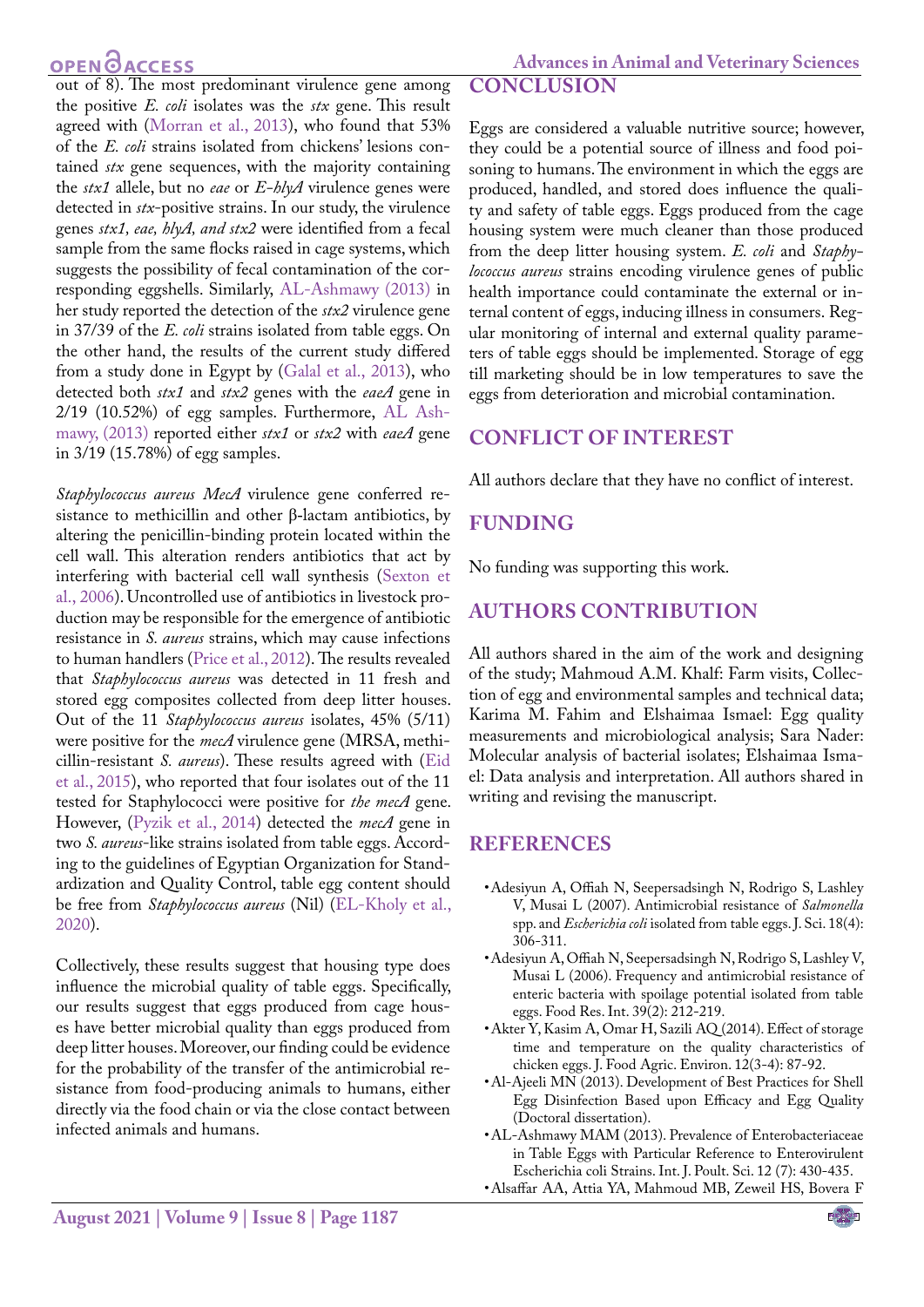out of 8). The most predominant virulence gene among the positive *E. coli* isolates was the *stx* gene. This result agreed with (Morran et al., 2013), who found that 53% of the *E. coli* strains isolated from chickens' lesions contained *stx* gene sequences, with the majority containing the *stx1* allele, but no *eae* or *E-hlyA* virulence genes were detected in *stx*-positive strains. In our study, the virulence genes *stx1, eae, hlyA, and stx2* were identified from a fecal sample from the same flocks raised in cage systems, which suggests the possibility of fecal contamination of the corresponding eggshells. Similarly, AL-Ashmawy (2013) in her study reported the detection of the *stx2* virulence gene in 37/39 of the *E. coli* strains isolated from table eggs. On the other hand, the results of the current study differed from a study done in Egypt by (Galal et al., 2013), who detected both *stx1* and *stx2* genes with the *eaeA* gene in 2/19 (10.52%) of egg samples. Furthermore, AL Ashmawy, (2013) reported either *stx1* or *stx2* with *eaeA* gene in 3/19 (15.78%) of egg samples.

*Staphylococcus aureus MecA* virulence gene conferred resistance to methicillin and other β-lactam antibiotics, by altering the penicillin-binding protein located within the cell wall. This alteration renders antibiotics that act by interfering with bacterial cell wall synthesis (Sexton et al., 2006). Uncontrolled use of antibiotics in livestock production may be responsible for the emergence of antibiotic resistance in *S. aureus* strains, which may cause infections to human handlers (Price et al., 2012). The results revealed that *Staphylococcus aureus* was detected in 11 fresh and stored egg composites collected from deep litter houses. Out of the 11 *Staphylococcus aureus* isolates, 45% (5/11) were positive for the *mecA* virulence gene (MRSA, methicillin-resistant *S. aureus*). These results agreed with (Eid et al., 2015), who reported that four isolates out of the 11 tested for Staphylococci were positive for *the mecA* gene. However, (Pyzik et al., 2014) detected the *mecA* gene in two *S. aureus*-like strains isolated from table eggs. According to the guidelines of Egyptian Organization for Standardization and Quality Control, table egg content should be free from *Staphylococcus aureus* (Nil) (EL-Kholy et al., 2020).

Collectively, these results suggest that housing type does influence the microbial quality of table eggs. Specifically, our results suggest that eggs produced from cage houses have better microbial quality than eggs produced from deep litter houses. Moreover, our finding could be evidence for the probability of the transfer of the antimicrobial resistance from food-producing animals to humans, either directly via the food chain or via the close contact between infected animals and humans.

## CONCLUSION

Eggs are considered a valuable nutritive source; however, they could be a potential source of illness and food poisoning to humans. The environment in which the eggs are produced, handled, and stored does influence the quality and safety of table eggs. Eggs produced from the cage housing system were much cleaner than those produced from the deep litter housing system. *E. coli* and *Staphylococcus aureus* strains encoding virulence genes of public health importance could contaminate the external or internal content of eggs, inducing illness in consumers. Regular monitoring of internal and external quality parameters of table eggs should be implemented. Storage of egg till marketing should be in low temperatures to save the eggs from deterioration and microbial contamination.

## CONFLICT OF INTEREST

All authors declare that they have no conflict of interest.

## FUNDING

No funding was supporting this work.

## AUTHORS CONTRIBUTION

All authors shared in the aim of the work and designing of the study; Mahmoud A.M. Khalf: Farm visits, Collection of egg and environmental samples and technical data; Karima M. Fahim and Elshaimaa Ismael: Egg quality measurements and microbiological analysis; Sara Nader: Molecular analysis of bacterial isolates; Elshaimaa Ismael: Data analysis and interpretation. All authors shared in writing and revising the manuscript.

## REFERENCES

- Adesiyun A, Offiah N, Seepersadsingh N, Rodrigo S, Lashley V, Musai L (2007). Antimicrobial resistance of *Salmonella* spp. and *Escherichia coli* isolated from table eggs. J. Sci. 18(4): 306-311.
- Adesiyun A, Offiah N, Seepersadsingh N, Rodrigo S, Lashley V, Musai L (2006). Frequency and antimicrobial resistance of enteric bacteria with spoilage potential isolated from table eggs. Food Res. Int. 39(2): 212-219.
- Akter Y, Kasim A, Omar H, Sazili AQ (2014). Effect of storage time and temperature on the quality characteristics of chicken eggs. J. Food Agric. Environ. 12(3-4): 87-92.
- Al-Ajeeli MN (2013). Development of Best Practices for Shell Egg Disinfection Based upon Efficacy and Egg Quality (Doctoral dissertation).
- AL-Ashmawy MAM (2013). Prevalence of Enterobacteriaceae in Table Eggs with Particular Reference to Enterovirulent Escherichia coli Strains. Int. J. Poult. Sci. 12 (7): 430-435.
- Alsaffar AA, Attia YA, Mahmoud MB, Zeweil HS, Bovera F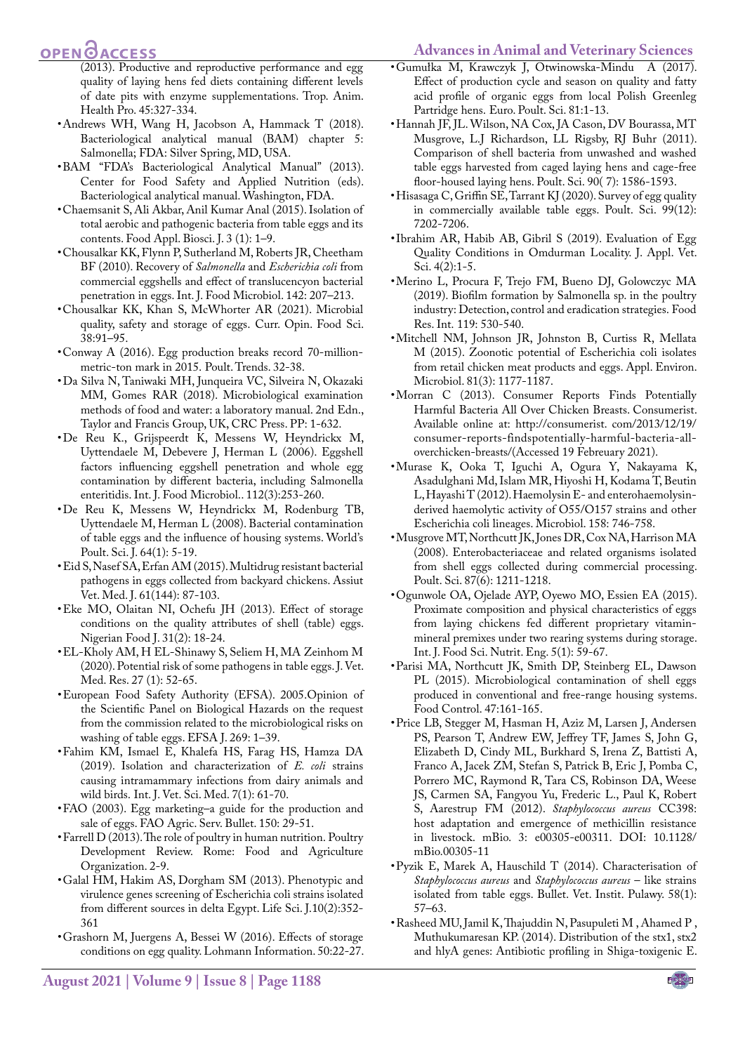(2013). Productive and reproductive performance and egg quality of laying hens fed diets containing different levels of date pits with enzyme supplementations. Trop. Anim. Health Pro. 45:327-334.

- Andrews WH, Wang H, Jacobson A, Hammack T (2018). Bacteriological analytical manual (BAM) chapter 5: Salmonella; FDA: Silver Spring, MD, USA.
- BAM "FDA's Bacteriological Analytical Manual" (2013). Center for Food Safety and Applied Nutrition (eds). Bacteriological analytical manual. Washington, FDA.
- Chaemsanit S, Ali Akbar, Anil Kumar Anal (2015). Isolation of total aerobic and pathogenic bacteria from table eggs and its contents. Food Appl. Biosci. J. 3 (1): 1–9.
- Chousalkar KK, Flynn P, Sutherland M, Roberts JR, Cheetham BF (2010). Recovery of *Salmonella* and *Escherichia coli* from commercial eggshells and effect of translucencyon bacterial penetration in eggs. Int. J. Food Microbiol. 142: 207–213.
- Chousalkar KK, Khan S, McWhorter AR (2021). Microbial quality, safety and storage of eggs. Curr. Opin. Food Sci. 38:91–95.
- Conway A (2016). Egg production breaks record 70-million-metric-ton mark in 2015. Poult. Trends. 32-38.
- Da Silva N, Taniwaki MH, Junqueira VC, Silveira N, Okazaki MM, Gomes RAR (2018). Microbiological examination methods of food and water: a laboratory manual. 2nd Edn., Taylor and Francis Group, UK, CRC Press. PP: 1-632.
- De Reu K., Grijspeerdt K, Messens W, Heyndrickx M, Uyttendaele M, Debevere J, Herman L (2006). Eggshell factors influencing eggshell penetration and whole egg contamination by different bacteria, including Salmonella enteritidis. Int. J. Food Microbiol.. 112(3):253-260.
- De Reu K, Messens W, Heyndrickx M, Rodenburg TB, Uyttendaele M, Herman L (2008). Bacterial contamination of table eggs and the influence of housing systems. World's Poult. Sci. J. 64(1): 5-19.
- Eid S, Nasef SA, Erfan AM (2015). Multidrug resistant bacterial pathogens in eggs collected from backyard chickens. Assiut Vet. Med. J. 61(144): 87-103.
- Eke MO, Olaitan NI, Ochefu JH (2013). Effect of storage conditions on the quality attributes of shell (table) eggs. Nigerian Food J. 31(2): 18-24.
- EL-Kholy AM, H EL-Shinawy S, Seliem H, MA Zeinhom M (2020). Potential risk of some pathogens in table eggs. J. Vet. Med. Res. 27 (1): 52-65.
- European Food Safety Authority (EFSA). 2005.Opinion of the Scientific Panel on Biological Hazards on the request from the commission related to the microbiological risks on washing of table eggs. EFSA J. 269: 1–39.
- Fahim KM, Ismael E, Khalefa HS, Farag HS, Hamza DA (2019). Isolation and characterization of *E. coli* strains causing intramammary infections from dairy animals and wild birds. Int. J. Vet. Sci. Med. 7(1): 61-70.
- FAO (2003). Egg marketing–a guide for the production and sale of eggs. FAO Agric. Serv. Bullet. 150: 29-51.
- Farrell D (2013). The role of poultry in human nutrition. Poultry Development Review. Rome: Food and Agriculture Organization. 2-9.
- Galal HM, Hakim AS, Dorgham SM (2013). Phenotypic and virulence genes screening of Escherichia coli strains isolated from different sources in delta Egypt. Life Sci. J.10(2):352-361
- Grashorn M, Juergens A, Bessei W (2016). Effects of storage conditions on egg quality. Lohmann Information. 50:22-27.
- Gumułka M, Krawczyk J, Otwinowska-Mindu A (2017). Effect of production cycle and season on quality and fatty acid profile of organic eggs from local Polish Greenleg Partridge hens. Euro. Poult. Sci. 81:1-13.
- Hannah JF, JL. Wilson, NA Cox, JA Cason, DV Bourassa, MT Musgrove, L.J Richardson, LL Rigsby, RJ Buhr (2011). Comparison of shell bacteria from unwashed and washed table eggs harvested from caged laying hens and cage-free floor-housed laying hens. Poult. Sci. 90( 7): 1586-1593.
- Hisasaga C, Griffin SE, Tarrant KJ (2020). Survey of egg quality in commercially available table eggs. Poult. Sci. 99(12): 7202-7206.
- Ibrahim AR, Habib AB, Gibril S (2019). Evaluation of Egg Quality Conditions in Omdurman Locality. J. Appl. Vet. Sci. 4(2):1-5.
- Merino L, Procura F, Trejo FM, Bueno DJ, Golowczyc MA (2019). Biofilm formation by Salmonella sp. in the poultry industry: Detection, control and eradication strategies. Food Res. Int. 119: 530-540.
- Mitchell NM, Johnson JR, Johnston B, Curtiss R, Mellata M (2015). Zoonotic potential of Escherichia coli isolates from retail chicken meat products and eggs. Appl. Environ. Microbiol. 81(3): 1177-1187.
- Morran C (2013). Consumer Reports Finds Potentially Harmful Bacteria All Over Chicken Breasts. Consumerist. Available online at: http://consumerist. com/2013/12/19/consumer-reports-findspotentially-harmful-bacteria-all-overchicken-breasts/(Accessed 19 Febreuary 2021).
- Murase K, Ooka T, Iguchi A, Ogura Y, Nakayama K, Asadulghani Md, Islam MR, Hiyoshi H, Kodama T, Beutin L, Hayashi T (2012). Haemolysin E- and enterohaemolysin-derived haemolytic activity of O55/O157 strains and other Escherichia coli lineages. Microbiol. 158: 746-758.
- Musgrove MT, Northcutt JK, Jones DR, Cox NA, Harrison MA (2008). Enterobacteriaceae and related organisms isolated from shell eggs collected during commercial processing. Poult. Sci. 87(6): 1211-1218.
- Ogunwole OA, Ojelade AYP, Oyewo MO, Essien EA (2015). Proximate composition and physical characteristics of eggs from laying chickens fed different proprietary vitamin-mineral premixes under two rearing systems during storage. Int. J. Food Sci. Nutrit. Eng. 5(1): 59-67.
- Parisi MA, Northcutt JK, Smith DP, Steinberg EL, Dawson PL (2015). Microbiological contamination of shell eggs produced in conventional and free-range housing systems. Food Control. 47:161-165.
- Price LB, Stegger M, Hasman H, Aziz M, Larsen J, Andersen PS, Pearson T, Andrew EW, Jeffrey TF, James S, John G, Elizabeth D, Cindy ML, Burkhard S, Irena Z, Battisti A, Franco A, Jacek ZM, Stefan S, Patrick B, Eric J, Pomba C, Porrero MC, Raymond R, Tara CS, Robinson DA, Weese JS, Carmen SA, Fangyou Yu, Frederic L., Paul K, Robert S, Aarestrup FM (2012). *Staphylococcus aureus* CC398: host adaptation and emergence of methicillin resistance in livestock. mBio. 3: e00305-e00311. DOI: 10.1128/mBio.00305-11
- Pyzik E, Marek A, Hauschild T (2014). Characterisation of *Staphylococcus aureus* and *Staphylococcus aureus* – like strains isolated from table eggs. Bullet. Vet. Instit. Pulawy. 58(1): 57–63.
- Rasheed MU, Jamil K, Thajuddin N, Pasupuleti M , Ahamed P , Muthukumaresan KP. (2014). Distribution of the stx1, stx2 and hlyA genes: Antibiotic profiling in Shiga-toxigenic E.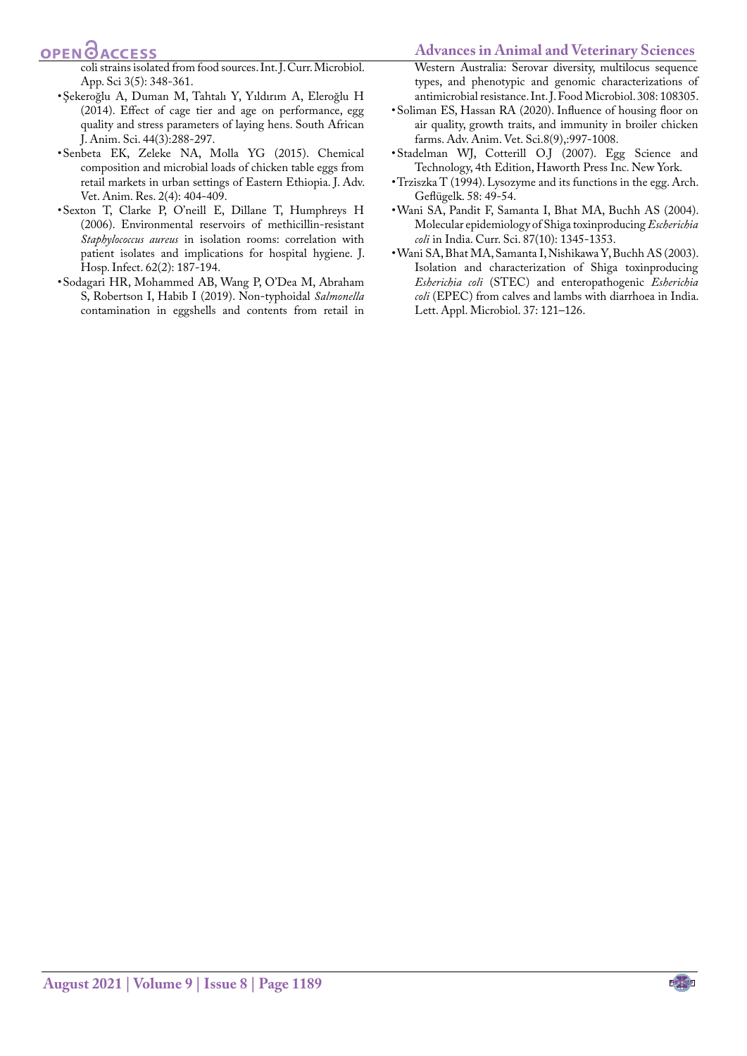coli strains isolated from food sources. Int. J. Curr. Microbiol. App. Sci 3(5): 348-361.

- Şekeroğlu A, Duman M, Tahtalı Y, Yıldırım A, Eleroğlu H (2014). Effect of cage tier and age on performance, egg quality and stress parameters of laying hens. South African J. Anim. Sci. 44(3):288-297.
- Senbeta EK, Zeleke NA, Molla YG (2015). Chemical composition and microbial loads of chicken table eggs from retail markets in urban settings of Eastern Ethiopia. J. Adv. Vet. Anim. Res. 2(4): 404-409.
- Sexton T, Clarke P, O'neill E, Dillane T, Humphreys H (2006). Environmental reservoirs of methicillin-resistant *Staphylococcus aureus* in isolation rooms: correlation with patient isolates and implications for hospital hygiene. J. Hosp. Infect. 62(2): 187-194.
- Sodagari HR, Mohammed AB, Wang P, O'Dea M, Abraham S, Robertson I, Habib I (2019). Non-typhoidal *Salmonella* contamination in eggshells and contents from retail in Western Australia: Serovar diversity, multilocus sequence types, and phenotypic and genomic characterizations of antimicrobial resistance. Int. J. Food Microbiol. 308: 108305.
- Soliman ES, Hassan RA (2020). Influence of housing floor on air quality, growth traits, and immunity in broiler chicken farms. Adv. Anim. Vet. Sci.8(9),:997-1008.
- Stadelman WJ, Cotterill O.J (2007). Egg Science and Technology, 4th Edition, Haworth Press Inc. New York.
- Trziszka T (1994). Lysozyme and its functions in the egg. Arch. Geflügelk. 58: 49-54.
- Wani SA, Pandit F, Samanta I, Bhat MA, Buchh AS (2004). Molecular epidemiology of Shiga toxinproducing *Escherichia coli* in India. Curr. Sci. 87(10): 1345-1353.
- Wani SA, Bhat MA, Samanta I, Nishikawa Y, Buchh AS (2003). Isolation and characterization of Shiga toxinproducing *Esherichia coli* (STEC) and enteropathogenic *Esherichia coli* (EPEC) from calves and lambs with diarrhoea in India. Lett. Appl. Microbiol. 37: 121–126.